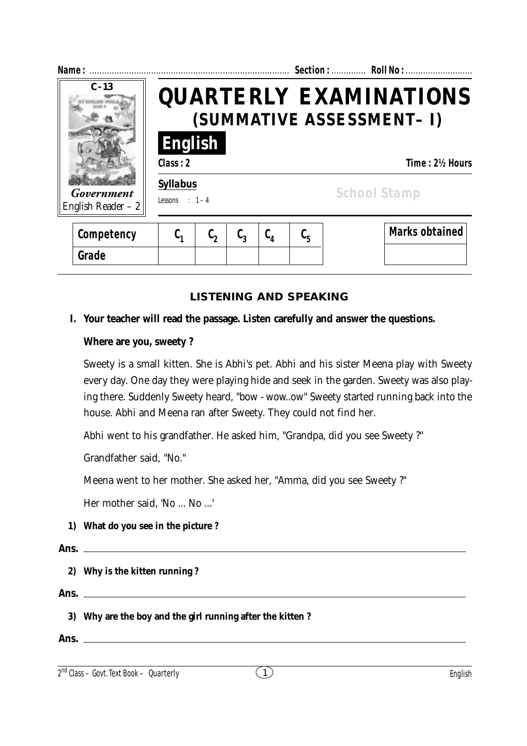**Name :** ................................................................................ **Section :** ............. **Roll No :** ...........................

C - 13

*Government* English Reader – 2

# QUARTERLY EXAMINATIONS
## (SUMMATIVE ASSESSMENT– I)

**English**

**Class : 2** **Time : 2½ Hours**

**Syllabus**

Lessons : 1 – 4

School Stamp

| Competency | $C_1$ | $C_2$ | $C_3$ | $C_4$ | $C_5$ |
|---|---|---|---|---|---|
| Grade | | | | | |

| Marks obtained |
|---|
| |

### LISTENING AND SPEAKING

**I. Your teacher will read the passage. Listen carefully and answer the questions.**

**Where are you, sweety ?**

Sweety is a small kitten. She is Abhi's pet. Abhi and his sister Meena play with Sweety every day. One day they were playing hide and seek in the garden. Sweety was also playing there. Suddenly Sweety heard, "bow - wow..ow" Sweety started running back into the house. Abhi and Meena ran after Sweety. They could not find her.

Abhi went to his grandfather. He asked him, "Grandpa, did you see Sweety ?"

Grandfather said, "No."

Meena went to her mother. She asked her, "Amma, did you see Sweety ?"

Her mother said, 'No ... No ...'

**1) What do you see in the picture ?**

**Ans.** ______________________________________________

**2) Why is the kitten running ?**

**Ans.** ______________________________________________

**3) Why are the boy and the girl running after the kitten ?**

**Ans.** ______________________________________________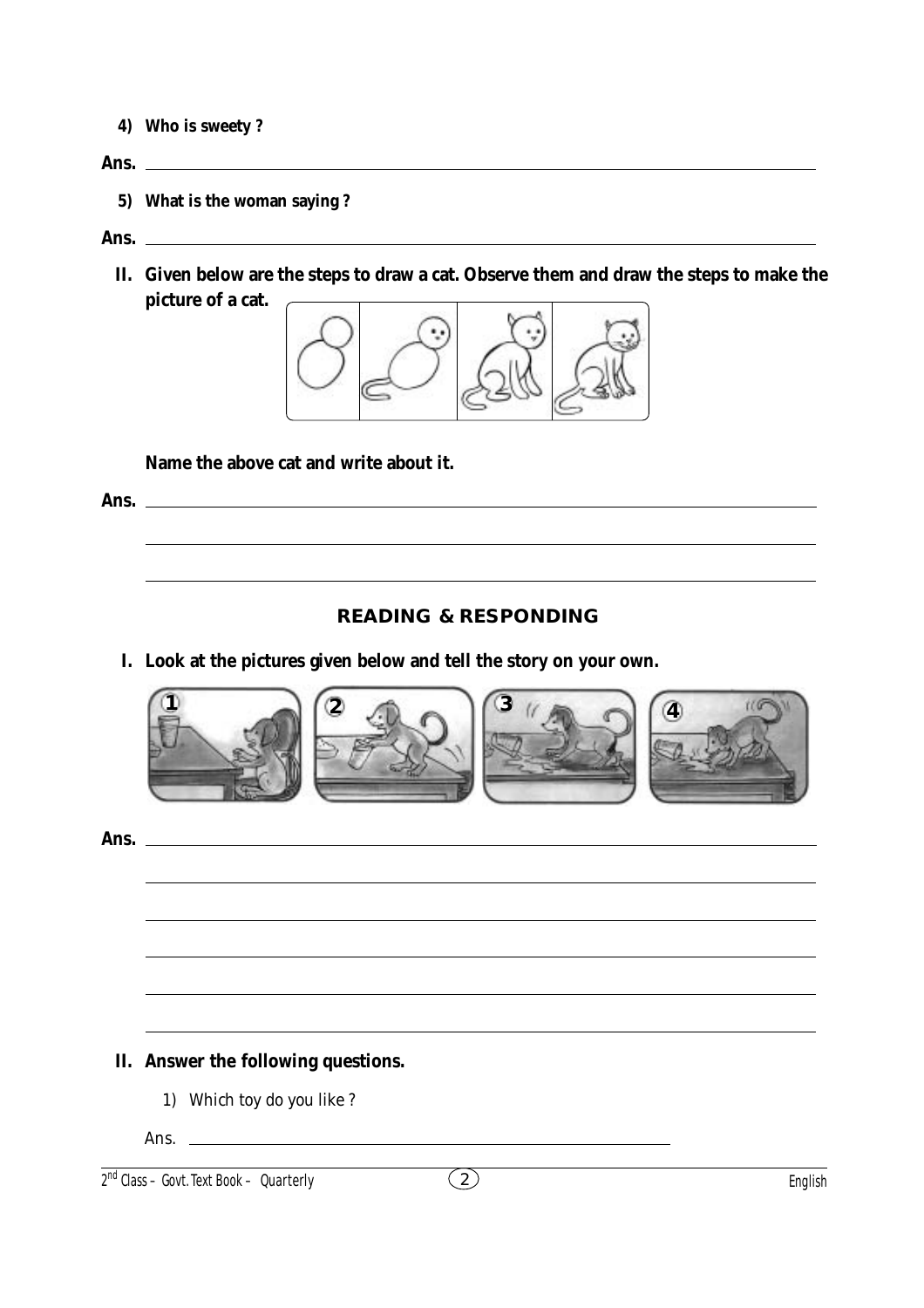4) Who is sweety ?

Ans. ______________________________________________

5) What is the woman saying ?

Ans. ______________________________________________

II. Given below are the steps to draw a cat. Observe them and draw the steps to make the picture of a cat.

Name the above cat and write about it.

Ans. ______________________________________________

______________________________________________

______________________________________________

## READING & RESPONDING

I. Look at the pictures given below and tell the story on your own.

Ans. ______________________________________________

______________________________________________

______________________________________________

______________________________________________

______________________________________________

______________________________________________

II. Answer the following questions.

1) Which toy do you like ?

Ans. ______________________________________________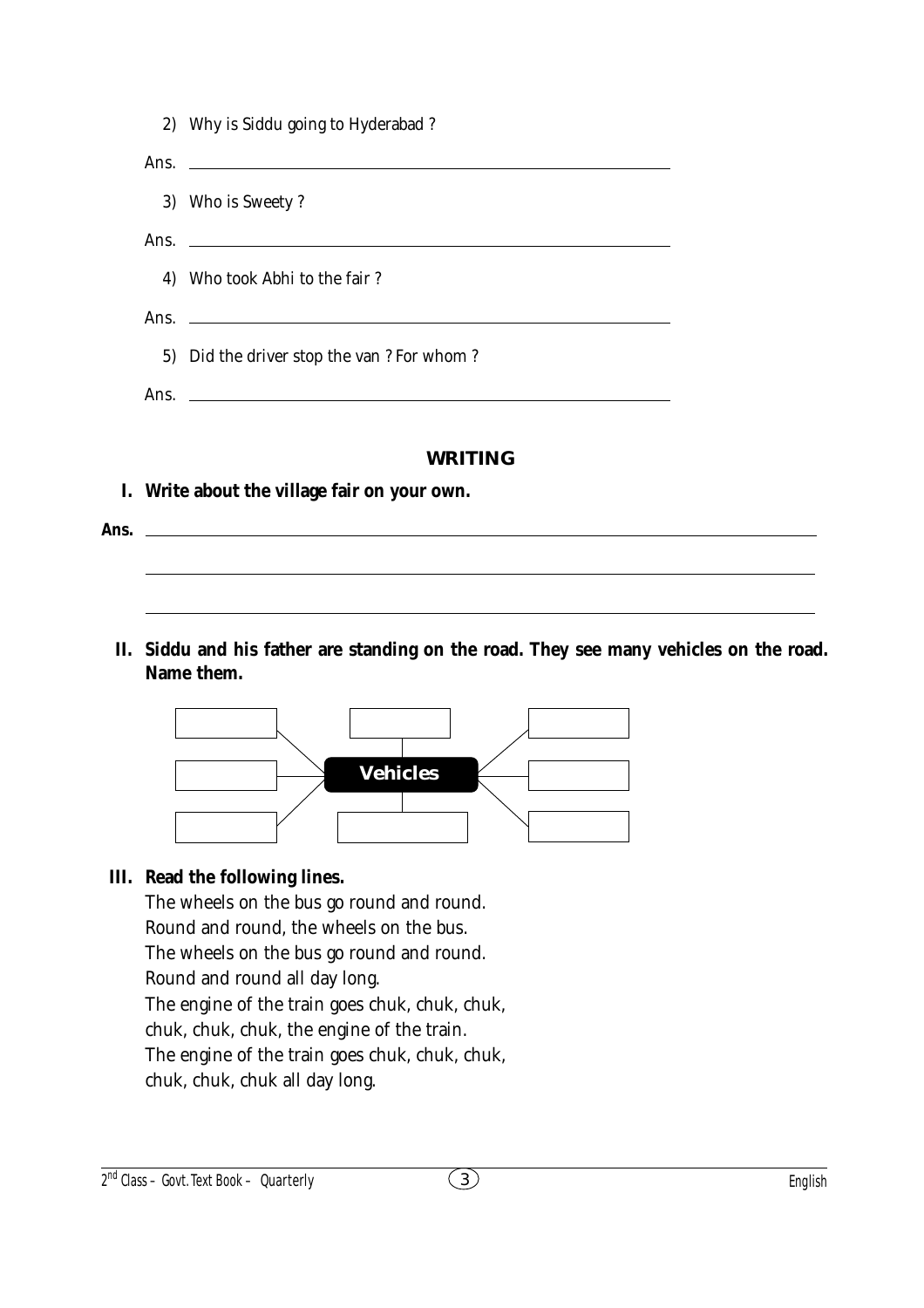2) Why is Siddu going to Hyderabad ?

Ans. ______________________________________________

3) Who is Sweety ?

Ans. ______________________________________________

4) Who took Abhi to the fair ?

Ans. ______________________________________________

5) Did the driver stop the van ? For whom ?

Ans. ______________________________________________

## WRITING

**I. Write about the village fair on your own.**

**Ans.** ______________________________________________

______________________________________________

______________________________________________

**II. Siddu and his father are standing on the road. They see many vehicles on the road. Name them.**

**Vehicles**

**III. Read the following lines.**

The wheels on the bus go round and round.
Round and round, the wheels on the bus.
The wheels on the bus go round and round.
Round and round all day long.
The engine of the train goes chuk, chuk, chuk,
chuk, chuk, chuk, the engine of the train.
The engine of the train goes chuk, chuk, chuk,
chuk, chuk, chuk all day long.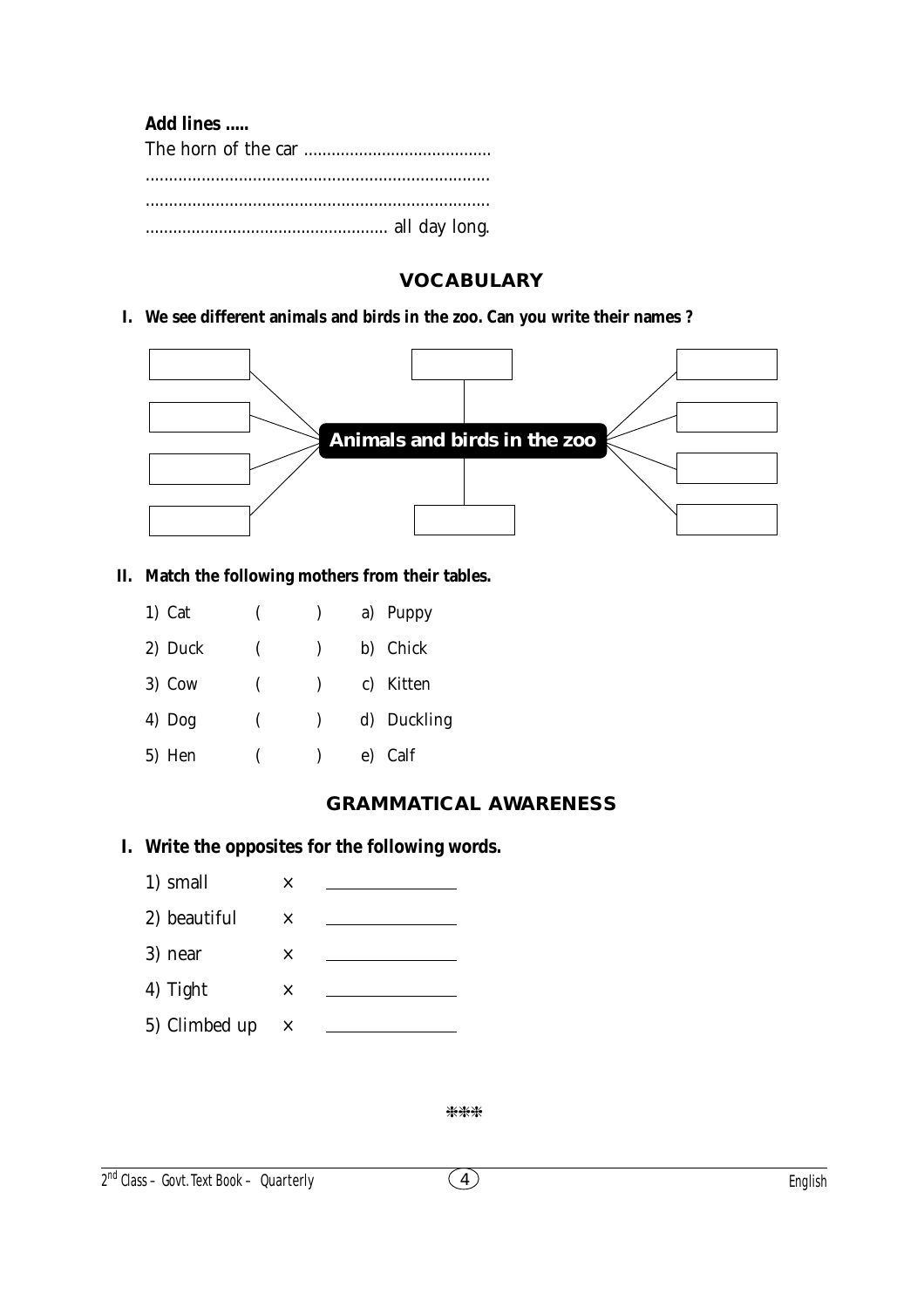**Add lines .....**

The horn of the car .........................................

..........................................................................

..........................................................................

.................................................... all day long.

## VOCABULARY

**I. We see different animals and birds in the zoo. Can you write their names ?**

Animals and birds in the zoo

**II. Match the following mothers from their tables.**

| | | | |
|---|---|---|---|
| 1) Cat | ( ) | a) | Puppy |
| 2) Duck | ( ) | b) | Chick |
| 3) Cow | ( ) | c) | Kitten |
| 4) Dog | ( ) | d) | Duckling |
| 5) Hen | ( ) | e) | Calf |

## GRAMMATICAL AWARENESS

**I. Write the opposites for the following words.**

1) small × ______________

2) beautiful × ______________

3) near × ______________

4) Tight × ______________

5) Climbed up × ______________

***